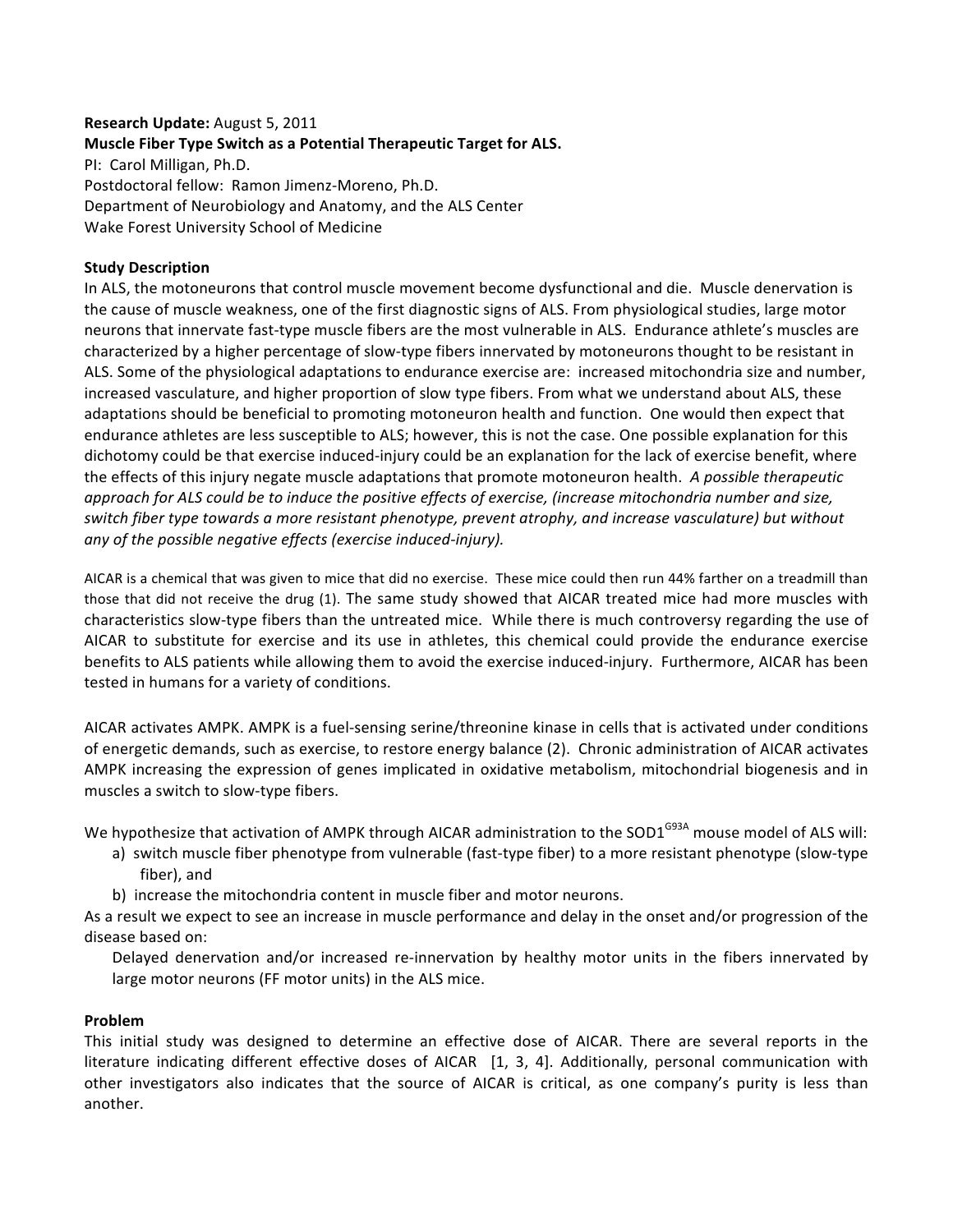**Research Update:** August 5, 2011

**Muscle Fiber Type Switch as a Potential Therapeutic Target for ALS.**

PI: Carol Milligan, Ph.D.

Postdoctoral fellow: Ramon Jimenz-Moreno, Ph.D.

Department of Neurobiology and Anatomy, and the ALS Center

Wake Forest University School of Medicine

**Study Description**

In ALS, the motoneurons that control muscle movement become dysfunctional and die. Muscle denervation is the cause of muscle weakness, one of the first diagnostic signs of ALS. From physiological studies, large motor neurons that innervate fast-type muscle fibers are the most vulnerable in ALS. Endurance athlete's muscles are characterized by a higher percentage of slow-type fibers innervated by motoneurons thought to be resistant in ALS. Some of the physiological adaptations to endurance exercise are: increased mitochondria size and number, increased vasculature, and higher proportion of slow type fibers. From what we understand about ALS, these adaptations should be beneficial to promoting motoneuron health and function. One would then expect that endurance athletes are less susceptible to ALS; however, this is not the case. One possible explanation for this dichotomy could be that exercise induced-injury could be an explanation for the lack of exercise benefit, where the effects of this injury negate muscle adaptations that promote motoneuron health. *A possible therapeutic approach for ALS could be to induce the positive effects of exercise, (increase mitochondria number and size, switch fiber type towards a more resistant phenotype, prevent atrophy, and increase vasculature) but without any of the possible negative effects (exercise induced-injury).*

AICAR is a chemical that was given to mice that did no exercise. These mice could then run 44% farther on a treadmill than those that did not receive the drug (1). The same study showed that AICAR treated mice had more muscles with characteristics slow-type fibers than the untreated mice. While there is much controversy regarding the use of AICAR to substitute for exercise and its use in athletes, this chemical could provide the endurance exercise benefits to ALS patients while allowing them to avoid the exercise induced-injury. Furthermore, AICAR has been tested in humans for a variety of conditions.

AICAR activates AMPK. AMPK is a fuel-sensing serine/threonine kinase in cells that is activated under conditions of energetic demands, such as exercise, to restore energy balance (2). Chronic administration of AICAR activates AMPK increasing the expression of genes implicated in oxidative metabolism, mitochondrial biogenesis and in muscles a switch to slow-type fibers.

We hypothesize that activation of AMPK through AICAR administration to the $SOD1^{G93A}$ mouse model of ALS will:

a) switch muscle fiber phenotype from vulnerable (fast-type fiber) to a more resistant phenotype (slow-type fiber), and
b) increase the mitochondria content in muscle fiber and motor neurons.

As a result we expect to see an increase in muscle performance and delay in the onset and/or progression of the disease based on:

Delayed denervation and/or increased re-innervation by healthy motor units in the fibers innervated by large motor neurons (FF motor units) in the ALS mice.

**Problem**

This initial study was designed to determine an effective dose of AICAR. There are several reports in the literature indicating different effective doses of AICAR [1, 3, 4]. Additionally, personal communication with other investigators also indicates that the source of AICAR is critical, as one company's purity is less than another.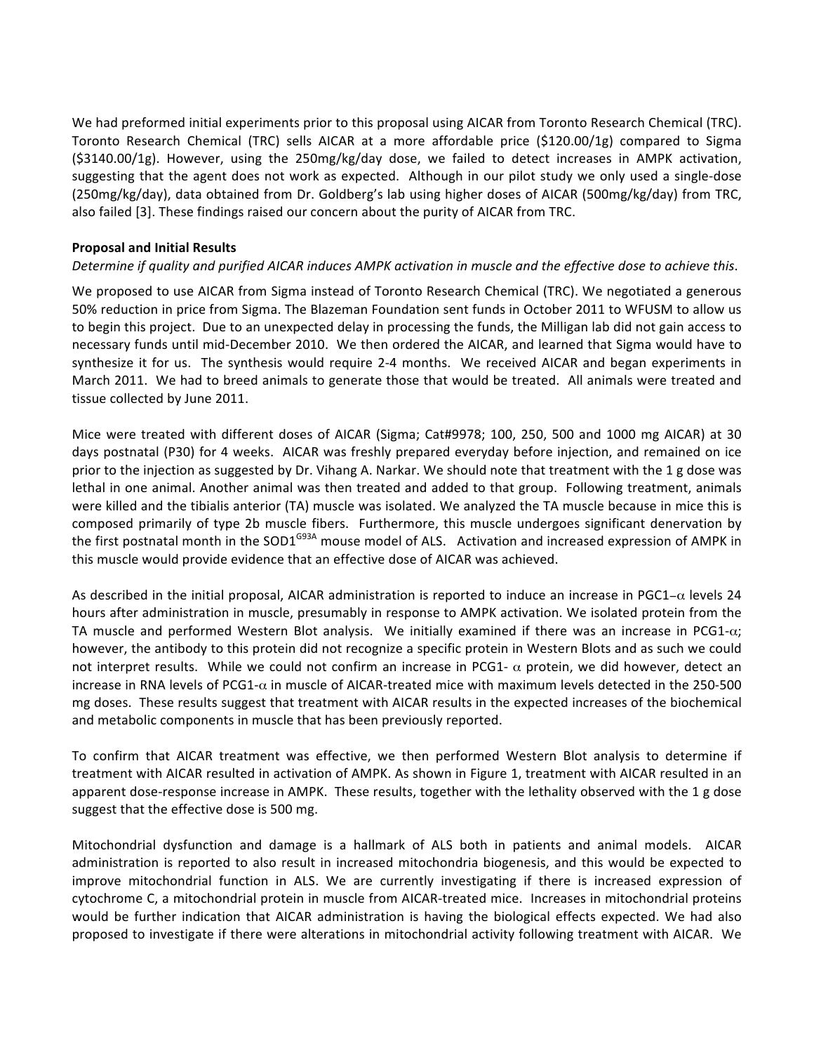We had preformed initial experiments prior to this proposal using AICAR from Toronto Research Chemical (TRC). Toronto Research Chemical (TRC) sells AICAR at a more affordable price ($120.00/1g) compared to Sigma ($3140.00/1g). However, using the 250mg/kg/day dose, we failed to detect increases in AMPK activation, suggesting that the agent does not work as expected. Although in our pilot study we only used a single-dose (250mg/kg/day), data obtained from Dr. Goldberg's lab using higher doses of AICAR (500mg/kg/day) from TRC, also failed [3]. These findings raised our concern about the purity of AICAR from TRC.

**Proposal and Initial Results**

*Determine if quality and purified AICAR induces AMPK activation in muscle and the effective dose to achieve this.*

We proposed to use AICAR from Sigma instead of Toronto Research Chemical (TRC). We negotiated a generous 50% reduction in price from Sigma. The Blazeman Foundation sent funds in October 2011 to WFUSM to allow us to begin this project. Due to an unexpected delay in processing the funds, the Milligan lab did not gain access to necessary funds until mid-December 2010. We then ordered the AICAR, and learned that Sigma would have to synthesize it for us. The synthesis would require 2-4 months. We received AICAR and began experiments in March 2011. We had to breed animals to generate those that would be treated. All animals were treated and tissue collected by June 2011.

Mice were treated with different doses of AICAR (Sigma; Cat#9978; 100, 250, 500 and 1000 mg AICAR) at 30 days postnatal (P30) for 4 weeks. AICAR was freshly prepared everyday before injection, and remained on ice prior to the injection as suggested by Dr. Vihang A. Narkar. We should note that treatment with the 1 g dose was lethal in one animal. Another animal was then treated and added to that group. Following treatment, animals were killed and the tibialis anterior (TA) muscle was isolated. We analyzed the TA muscle because in mice this is composed primarily of type 2b muscle fibers. Furthermore, this muscle undergoes significant denervation by the first postnatal month in the $SOD1^{G93A}$ mouse model of ALS. Activation and increased expression of AMPK in this muscle would provide evidence that an effective dose of AICAR was achieved.

As described in the initial proposal, AICAR administration is reported to induce an increase in PGC1$-\alpha$ levels 24 hours after administration in muscle, presumably in response to AMPK activation. We isolated protein from the TA muscle and performed Western Blot analysis. We initially examined if there was an increase in PCG1-$\alpha$; however, the antibody to this protein did not recognize a specific protein in Western Blots and as such we could not interpret results. While we could not confirm an increase in PCG1- $\alpha$ protein, we did however, detect an increase in RNA levels of PCG1-$\alpha$ in muscle of AICAR-treated mice with maximum levels detected in the 250-500 mg doses. These results suggest that treatment with AICAR results in the expected increases of the biochemical and metabolic components in muscle that has been previously reported.

To confirm that AICAR treatment was effective, we then performed Western Blot analysis to determine if treatment with AICAR resulted in activation of AMPK. As shown in Figure 1, treatment with AICAR resulted in an apparent dose-response increase in AMPK. These results, together with the lethality observed with the 1 g dose suggest that the effective dose is 500 mg.

Mitochondrial dysfunction and damage is a hallmark of ALS both in patients and animal models. AICAR administration is reported to also result in increased mitochondria biogenesis, and this would be expected to improve mitochondrial function in ALS. We are currently investigating if there is increased expression of cytochrome C, a mitochondrial protein in muscle from AICAR-treated mice. Increases in mitochondrial proteins would be further indication that AICAR administration is having the biological effects expected. We had also proposed to investigate if there were alterations in mitochondrial activity following treatment with AICAR. We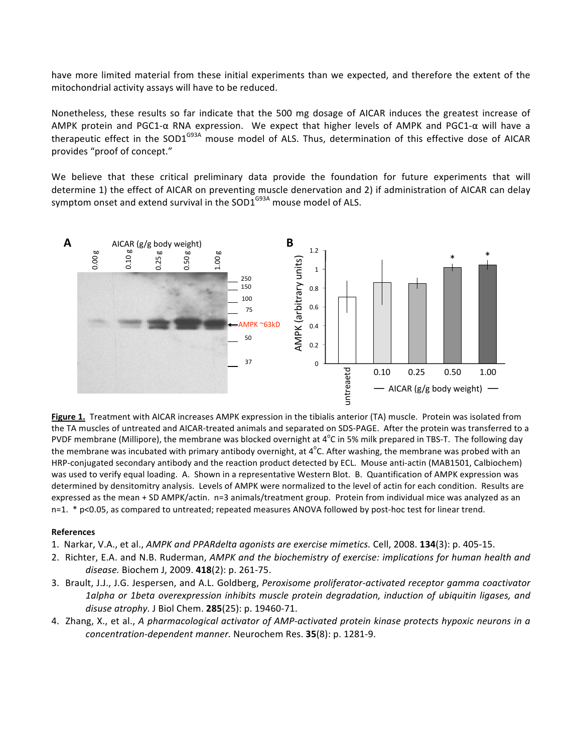have more limited material from these initial experiments than we expected, and therefore the extent of the mitochondrial activity assays will have to be reduced.

Nonetheless, these results so far indicate that the 500 mg dosage of AICAR induces the greatest increase of AMPK protein and PGC1-α RNA expression. We expect that higher levels of AMPK and PGC1-α will have a therapeutic effect in the SOD1[G93A] mouse model of ALS. Thus, determination of this effective dose of AICAR provides "proof of concept."

We believe that these critical preliminary data provide the foundation for future experiments that will determine 1) the effect of AICAR on preventing muscle denervation and 2) if administration of AICAR can delay symptom onset and extend survival in the SOD1[G93A] mouse model of ALS.

A

AICAR (g/g body weight)

0.00 g
0.10 g
0.25 g
0.50 g
1.00 g

250
150
100
75
AMPK ~63kD
50
37

B

AMPK (arbitrary units)

1.2
1
0.8
0.6
0.4
0.2
0

untreaetd
0.10
0.25
0.50
1.00

AICAR (g/g body weight)

*
*

**Figure 1.** Treatment with AICAR increases AMPK expression in the tibialis anterior (TA) muscle. Protein was isolated from the TA muscles of untreated and AICAR-treated animals and separated on SDS-PAGE. After the protein was transferred to a PVDF membrane (Millipore), the membrane was blocked overnight at 4°C in 5% milk prepared in TBS-T. The following day the membrane was incubated with primary antibody overnight, at 4°C. After washing, the membrane was probed with an HRP-conjugated secondary antibody and the reaction product detected by ECL. Mouse anti-actin (MAB1501, Calbiochem) was used to verify equal loading. A. Shown in a representative Western Blot. B. Quantification of AMPK expression was determined by densitomitry analysis. Levels of AMPK were normalized to the level of actin for each condition. Results are expressed as the mean + SD AMPK/actin. n=3 animals/treatment group. Protein from individual mice was analyzed as an n=1. * $p<0.05$, as compared to untreated; repeated measures ANOVA followed by post-hoc test for linear trend.

**References**

1. Narkar, V.A., et al., *AMPK and PPARdelta agonists are exercise mimetics.* Cell, 2008. **134**(3): p. 405-15.
2. Richter, E.A. and N.B. Ruderman, *AMPK and the biochemistry of exercise: implications for human health and disease.* Biochem J, 2009. **418**(2): p. 261-75.
3. Brault, J.J., J.G. Jespersen, and A.L. Goldberg, *Peroxisome proliferator-activated receptor gamma coactivator 1alpha or 1beta overexpression inhibits muscle protein degradation, induction of ubiquitin ligases, and disuse atrophy.* J Biol Chem. **285**(25): p. 19460-71.
4. Zhang, X., et al., *A pharmacological activator of AMP-activated protein kinase protects hypoxic neurons in a concentration-dependent manner.* Neurochem Res. **35**(8): p. 1281-9.